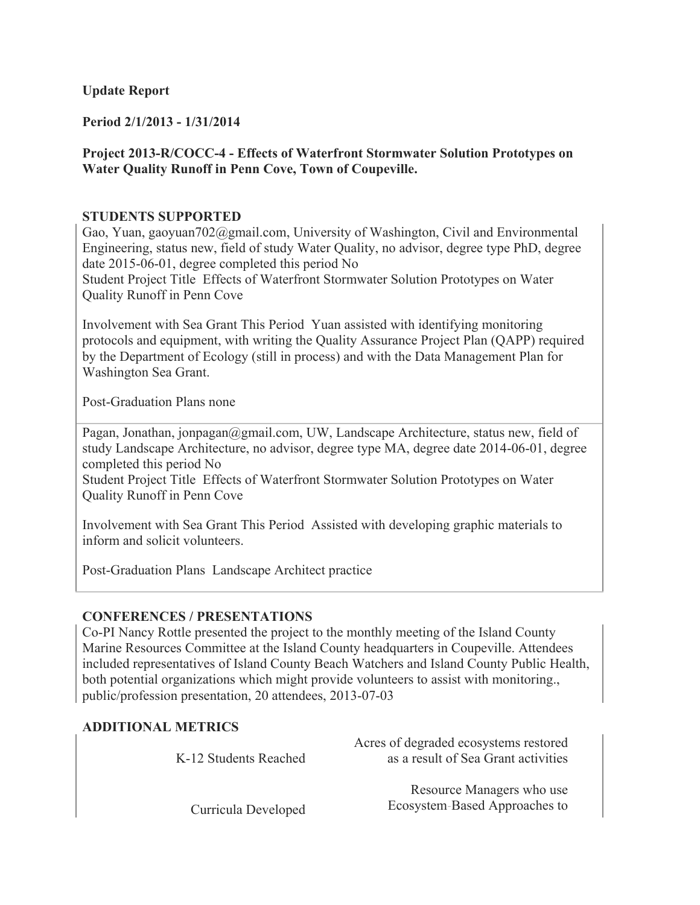**Update Report**

**Period 2/1/2013 - 1/31/2014**

**Project 2013-R/COCC-4 - Effects of Waterfront Stormwater Solution Prototypes on Water Quality Runoff in Penn Cove, Town of Coupeville.**

## STUDENTS SUPPORTED

Gao, Yuan, gaoyuan702@gmail.com, University of Washington, Civil and Environmental Engineering, status new, field of study Water Quality, no advisor, degree type PhD, degree date 2015-06-01, degree completed this period No
Student Project Title Effects of Waterfront Stormwater Solution Prototypes on Water Quality Runoff in Penn Cove

Involvement with Sea Grant This Period Yuan assisted with identifying monitoring protocols and equipment, with writing the Quality Assurance Project Plan (QAPP) required by the Department of Ecology (still in process) and with the Data Management Plan for Washington Sea Grant.

Post-Graduation Plans none

Pagan, Jonathan, jonpagan@gmail.com, UW, Landscape Architecture, status new, field of study Landscape Architecture, no advisor, degree type MA, degree date 2014-06-01, degree completed this period No
Student Project Title Effects of Waterfront Stormwater Solution Prototypes on Water Quality Runoff in Penn Cove

Involvement with Sea Grant This Period Assisted with developing graphic materials to inform and solicit volunteers.

Post-Graduation Plans Landscape Architect practice

## CONFERENCES / PRESENTATIONS

Co-PI Nancy Rottle presented the project to the monthly meeting of the Island County Marine Resources Committee at the Island County headquarters in Coupeville. Attendees included representatives of Island County Beach Watchers and Island County Public Health, both potential organizations which might provide volunteers to assist with monitoring., public/profession presentation, 20 attendees, 2013-07-03

## ADDITIONAL METRICS

| | |
|---|---|
| K-12 Students Reached | Acres of degraded ecosystems restored as a result of Sea Grant activities |
| Curricula Developed | Resource Managers who use Ecosystem-Based Approaches to |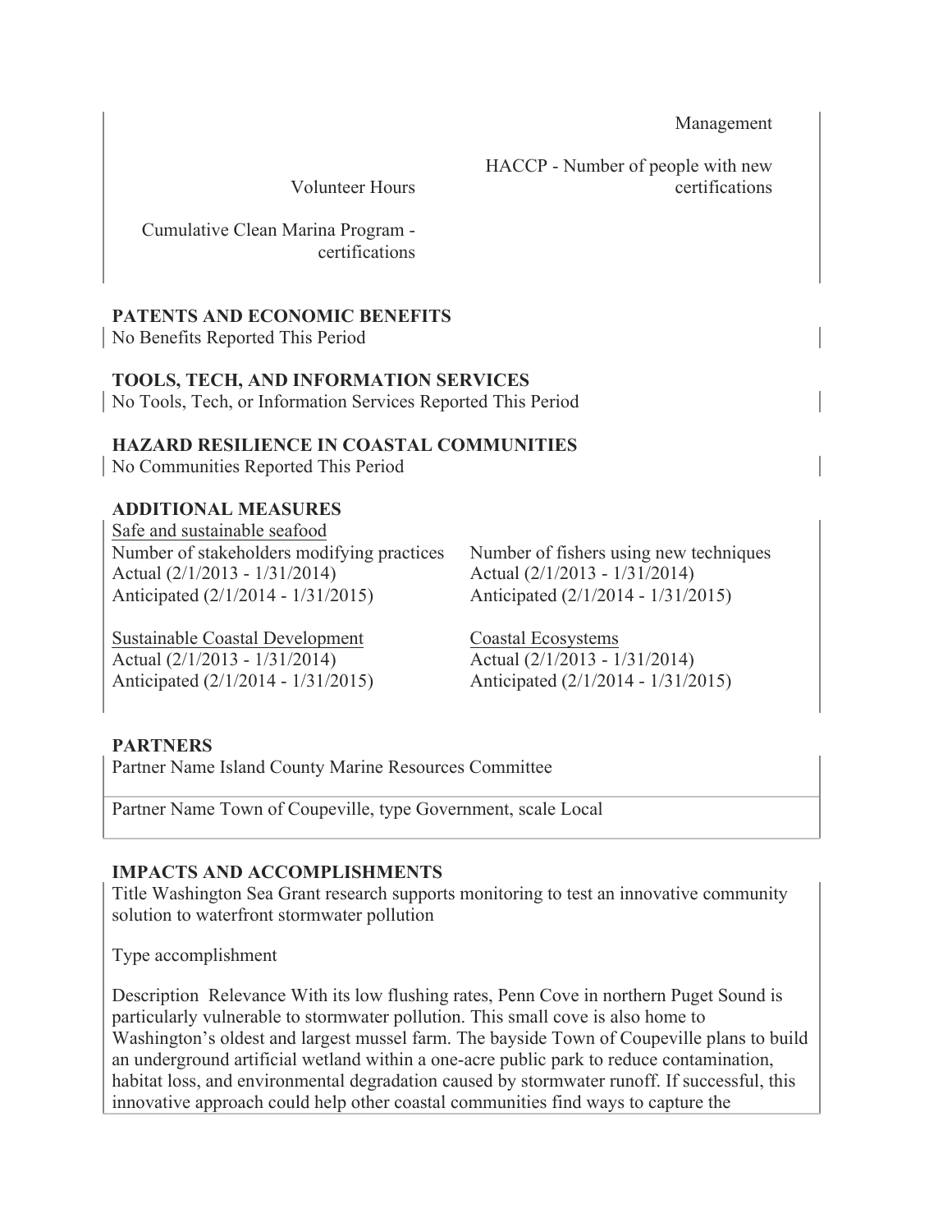Management

Volunteer Hours

HACCP - Number of people with new certifications

Cumulative Clean Marina Program - certifications

## PATENTS AND ECONOMIC BENEFITS

No Benefits Reported This Period

## TOOLS, TECH, AND INFORMATION SERVICES

No Tools, Tech, or Information Services Reported This Period

## HAZARD RESILIENCE IN COASTAL COMMUNITIES

No Communities Reported This Period

## ADDITIONAL MEASURES

Safe and sustainable seafood

Number of stakeholders modifying practices
Actual (2/1/2013 - 1/31/2014)
Anticipated (2/1/2014 - 1/31/2015)

Number of fishers using new techniques
Actual (2/1/2013 - 1/31/2014)
Anticipated (2/1/2014 - 1/31/2015)

Sustainable Coastal Development
Actual (2/1/2013 - 1/31/2014)
Anticipated (2/1/2014 - 1/31/2015)

Coastal Ecosystems
Actual (2/1/2013 - 1/31/2014)
Anticipated (2/1/2014 - 1/31/2015)

## PARTNERS

Partner Name Island County Marine Resources Committee

Partner Name Town of Coupeville, type Government, scale Local

## IMPACTS AND ACCOMPLISHMENTS

Title Washington Sea Grant research supports monitoring to test an innovative community solution to waterfront stormwater pollution

Type accomplishment

Description Relevance With its low flushing rates, Penn Cove in northern Puget Sound is particularly vulnerable to stormwater pollution. This small cove is also home to Washington's oldest and largest mussel farm. The bayside Town of Coupeville plans to build an underground artificial wetland within a one-acre public park to reduce contamination, habitat loss, and environmental degradation caused by stormwater runoff. If successful, this innovative approach could help other coastal communities find ways to capture the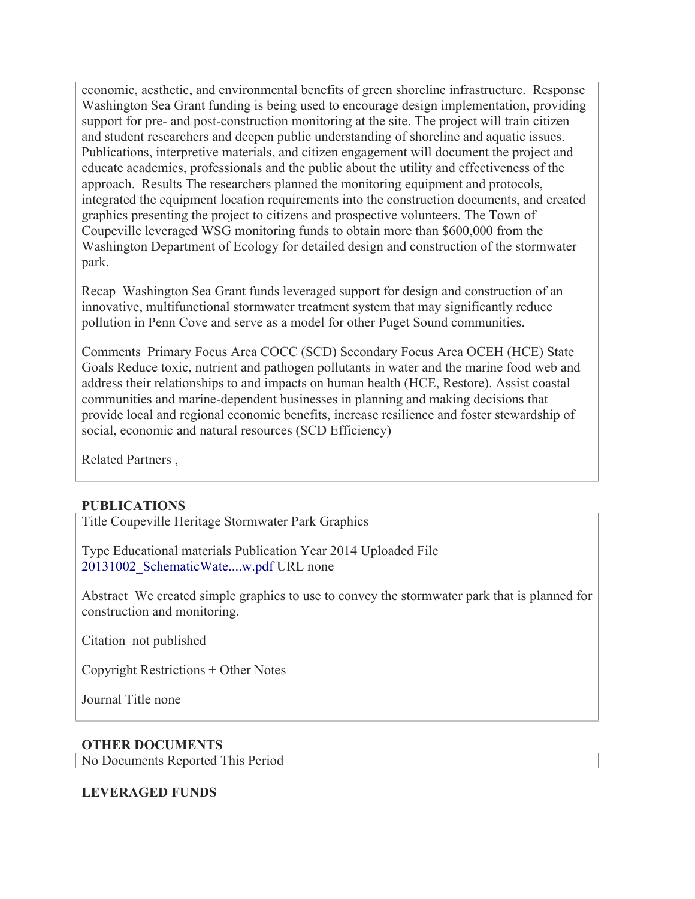economic, aesthetic, and environmental benefits of green shoreline infrastructure. Response Washington Sea Grant funding is being used to encourage design implementation, providing support for pre- and post-construction monitoring at the site. The project will train citizen and student researchers and deepen public understanding of shoreline and aquatic issues. Publications, interpretive materials, and citizen engagement will document the project and educate academics, professionals and the public about the utility and effectiveness of the approach. Results The researchers planned the monitoring equipment and protocols, integrated the equipment location requirements into the construction documents, and created graphics presenting the project to citizens and prospective volunteers. The Town of Coupeville leveraged WSG monitoring funds to obtain more than $600,000 from the Washington Department of Ecology for detailed design and construction of the stormwater park.

Recap Washington Sea Grant funds leveraged support for design and construction of an innovative, multifunctional stormwater treatment system that may significantly reduce pollution in Penn Cove and serve as a model for other Puget Sound communities.

Comments Primary Focus Area COCC (SCD) Secondary Focus Area OCEH (HCE) State Goals Reduce toxic, nutrient and pathogen pollutants in water and the marine food web and address their relationships to and impacts on human health (HCE, Restore). Assist coastal communities and marine-dependent businesses in planning and making decisions that provide local and regional economic benefits, increase resilience and foster stewardship of social, economic and natural resources (SCD Efficiency)

Related Partners ,

**PUBLICATIONS**

Title Coupeville Heritage Stormwater Park Graphics

Type Educational materials Publication Year 2014 Uploaded File 20131002_SchematicWate....w.pdf URL none

Abstract We created simple graphics to use to convey the stormwater park that is planned for construction and monitoring.

Citation not published

Copyright Restrictions + Other Notes

Journal Title none

**OTHER DOCUMENTS**

No Documents Reported This Period

**LEVERAGED FUNDS**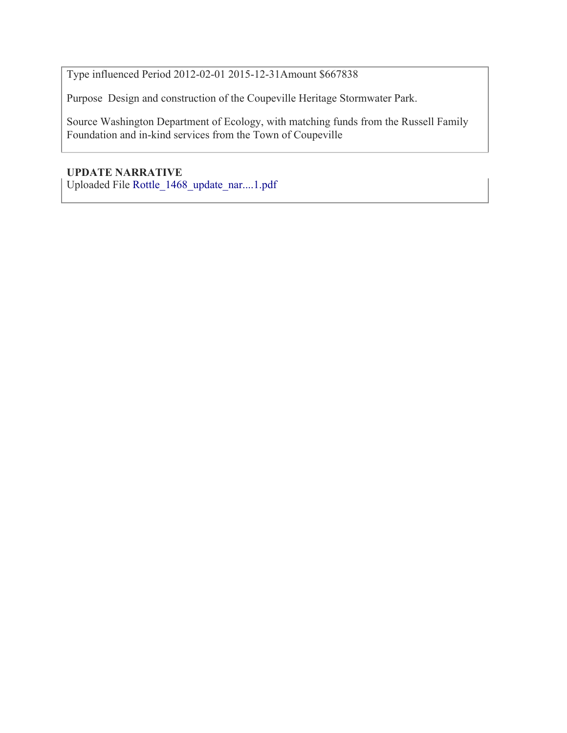Type influenced Period 2012-02-01 2015-12-31Amount $667838

Purpose  Design and construction of the Coupeville Heritage Stormwater Park.

Source Washington Department of Ecology, with matching funds from the Russell Family Foundation and in-kind services from the Town of Coupeville

**UPDATE NARRATIVE**

Uploaded File Rottle_1468_update_nar....1.pdf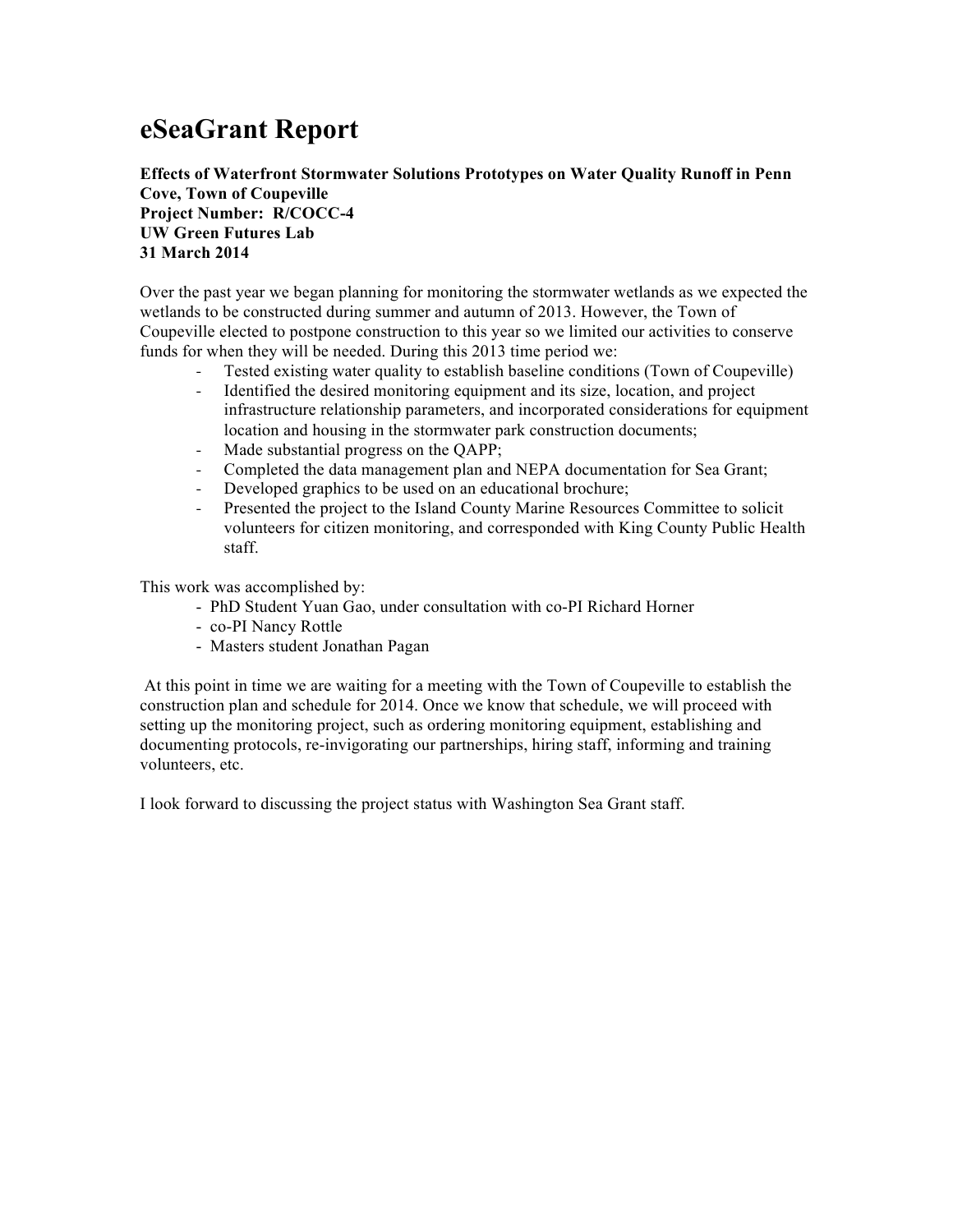# eSeaGrant Report

**Effects of Waterfront Stormwater Solutions Prototypes on Water Quality Runoff in Penn Cove, Town of Coupeville**
**Project Number: R/COCC-4**
**UW Green Futures Lab**
**31 March 2014**

Over the past year we began planning for monitoring the stormwater wetlands as we expected the wetlands to be constructed during summer and autumn of 2013. However, the Town of Coupeville elected to postpone construction to this year so we limited our activities to conserve funds for when they will be needed. During this 2013 time period we:

- Tested existing water quality to establish baseline conditions (Town of Coupeville)
- Identified the desired monitoring equipment and its size, location, and project infrastructure relationship parameters, and incorporated considerations for equipment location and housing in the stormwater park construction documents;
- Made substantial progress on the QAPP;
- Completed the data management plan and NEPA documentation for Sea Grant;
- Developed graphics to be used on an educational brochure;
- Presented the project to the Island County Marine Resources Committee to solicit volunteers for citizen monitoring, and corresponded with King County Public Health staff.

This work was accomplished by:

- PhD Student Yuan Gao, under consultation with co-PI Richard Horner
- co-PI Nancy Rottle
- Masters student Jonathan Pagan

At this point in time we are waiting for a meeting with the Town of Coupeville to establish the construction plan and schedule for 2014. Once we know that schedule, we will proceed with setting up the monitoring project, such as ordering monitoring equipment, establishing and documenting protocols, re-invigorating our partnerships, hiring staff, informing and training volunteers, etc.

I look forward to discussing the project status with Washington Sea Grant staff.